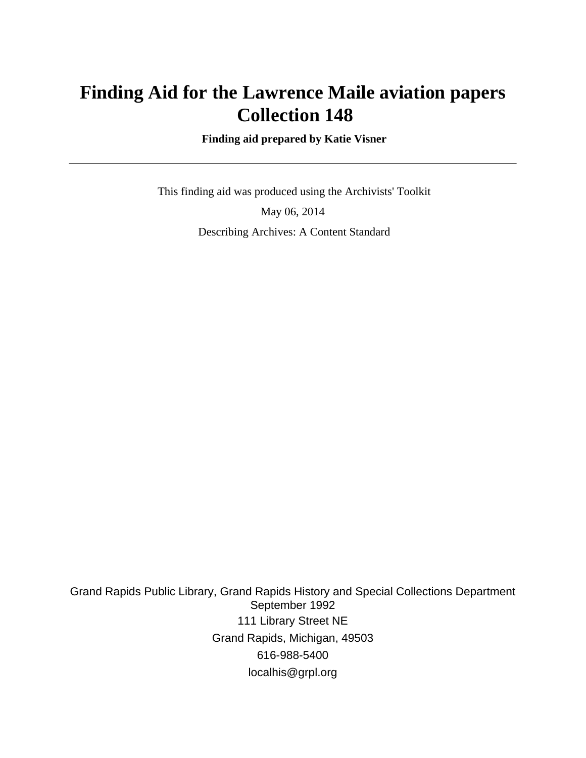# Finding Aid for the Lawrence Maile aviation papers Collection 148

**Finding aid prepared by Katie Visner**

---

This finding aid was produced using the Archivists' Toolkit

May 06, 2014

Describing Archives: A Content Standard

Grand Rapids Public Library, Grand Rapids History and Special Collections Department
September 1992
111 Library Street NE
Grand Rapids, Michigan, 49503
616-988-5400
localhis@grpl.org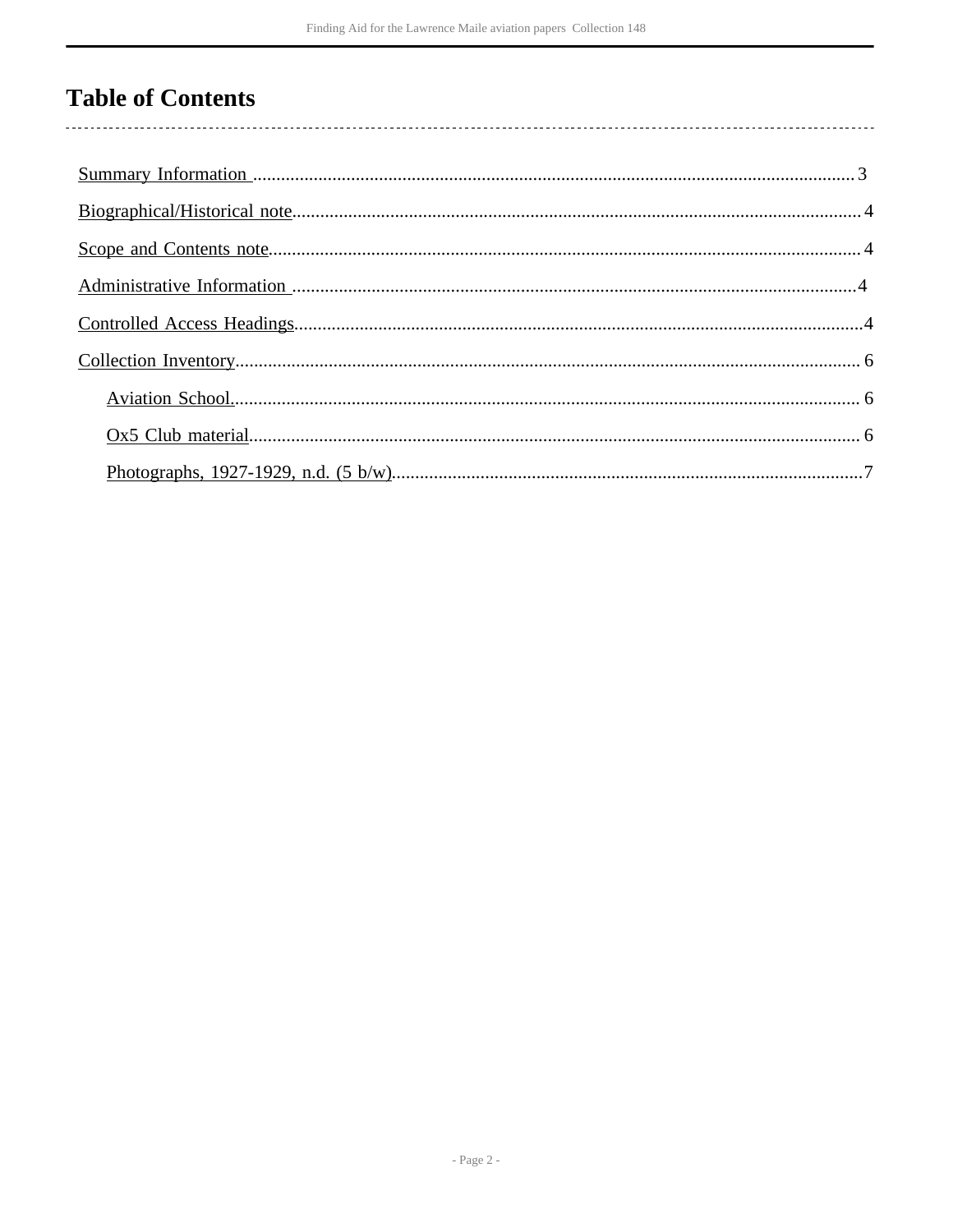# Table of Contents

Summary Information .......... 3

Biographical/Historical note .......... 4

Scope and Contents note .......... 4

Administrative Information .......... 4

Controlled Access Headings .......... 4

Collection Inventory .......... 6

- Aviation School. .......... 6
- Ox5 Club material .......... 6
- Photographs, 1927-1929, n.d. (5 b/w) .......... 7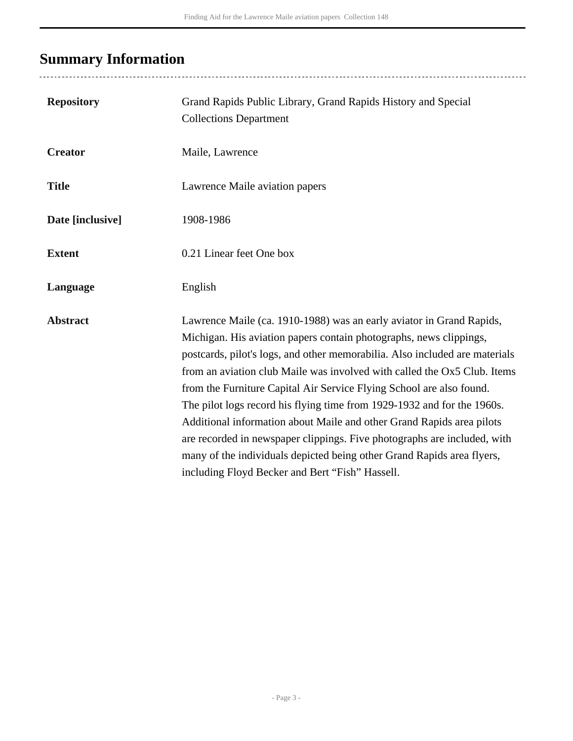## Summary Information

| | |
|---|---|
| **Repository** | Grand Rapids Public Library, Grand Rapids History and Special Collections Department |
| **Creator** | Maile, Lawrence |
| **Title** | Lawrence Maile aviation papers |
| **Date [inclusive]** | 1908-1986 |
| **Extent** | 0.21 Linear feet One box |
| **Language** | English |
| **Abstract** | Lawrence Maile (ca. 1910-1988) was an early aviator in Grand Rapids, Michigan. His aviation papers contain photographs, news clippings, postcards, pilot's logs, and other memorabilia. Also included are materials from an aviation club Maile was involved with called the Ox5 Club. Items from the Furniture Capital Air Service Flying School are also found. The pilot logs record his flying time from 1929-1932 and for the 1960s. Additional information about Maile and other Grand Rapids area pilots are recorded in newspaper clippings. Five photographs are included, with many of the individuals depicted being other Grand Rapids area flyers, including Floyd Becker and Bert "Fish" Hassell. |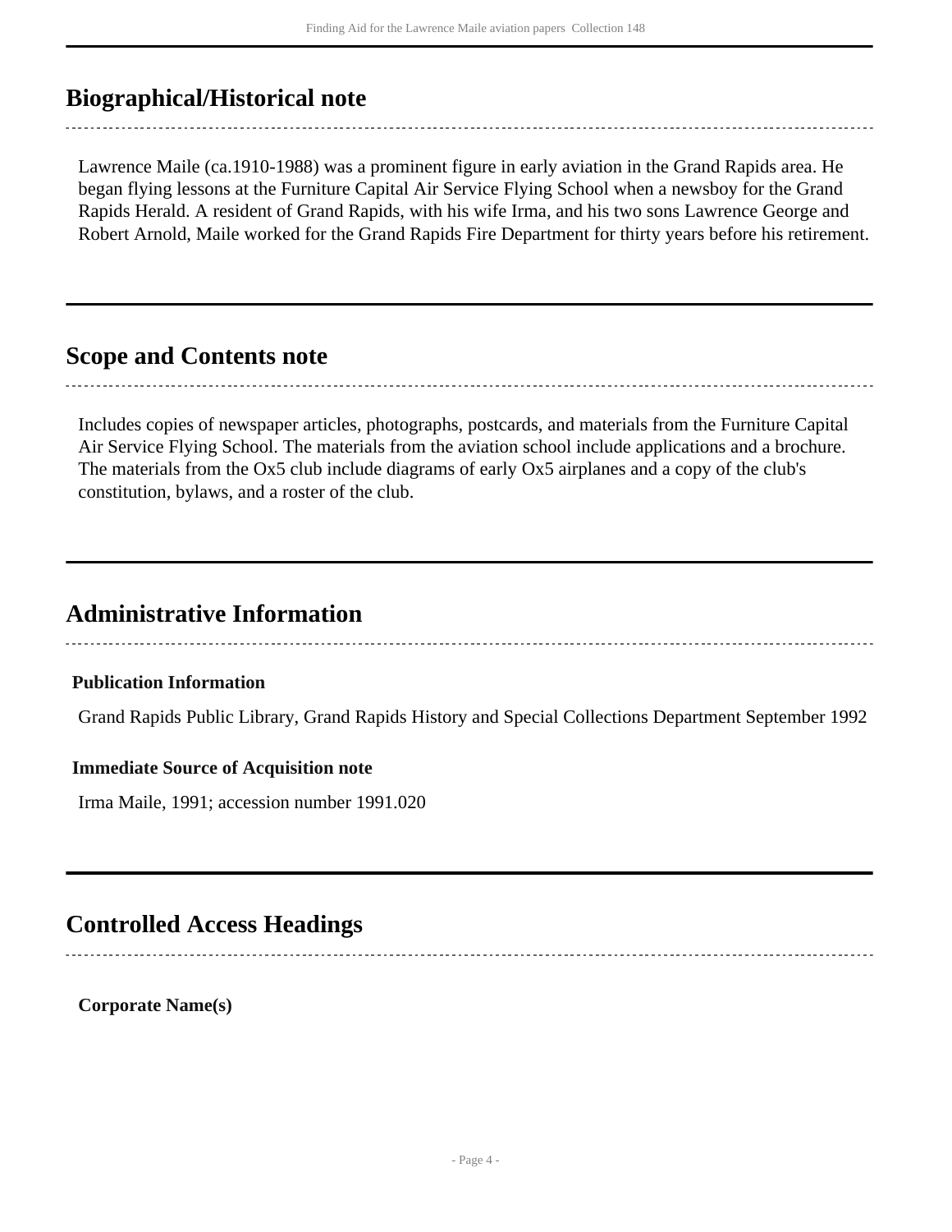## Biographical/Historical note

Lawrence Maile (ca.1910-1988) was a prominent figure in early aviation in the Grand Rapids area. He began flying lessons at the Furniture Capital Air Service Flying School when a newsboy for the Grand Rapids Herald. A resident of Grand Rapids, with his wife Irma, and his two sons Lawrence George and Robert Arnold, Maile worked for the Grand Rapids Fire Department for thirty years before his retirement.

## Scope and Contents note

Includes copies of newspaper articles, photographs, postcards, and materials from the Furniture Capital Air Service Flying School. The materials from the aviation school include applications and a brochure. The materials from the Ox5 club include diagrams of early Ox5 airplanes and a copy of the club's constitution, bylaws, and a roster of the club.

## Administrative Information

### Publication Information

Grand Rapids Public Library, Grand Rapids History and Special Collections Department September 1992

### Immediate Source of Acquisition note

Irma Maile, 1991; accession number 1991.020

## Controlled Access Headings

**Corporate Name(s)**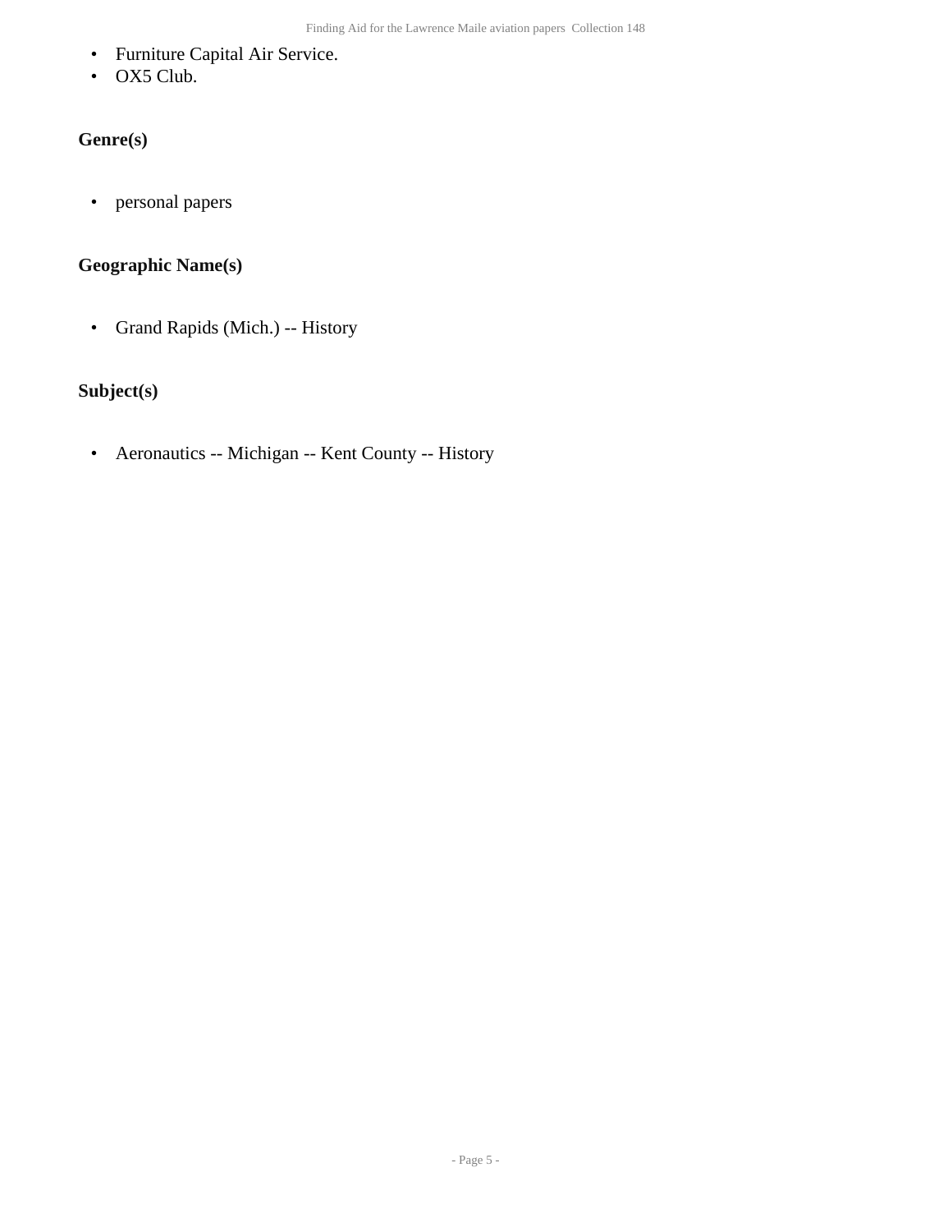- Furniture Capital Air Service.
- OX5 Club.

### Genre(s)

- personal papers

### Geographic Name(s)

- Grand Rapids (Mich.) -- History

### Subject(s)

- Aeronautics -- Michigan -- Kent County -- History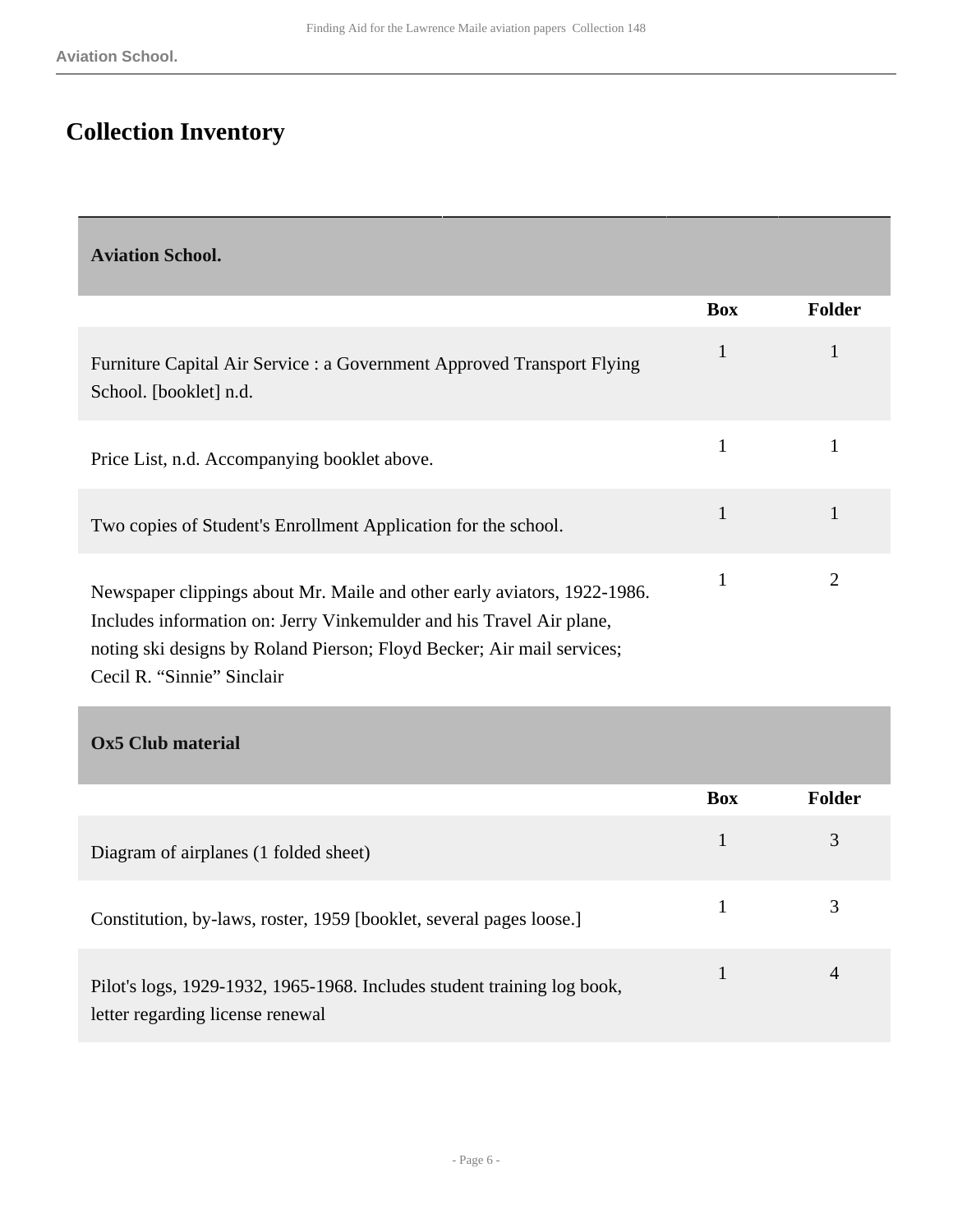## Collection Inventory

| Aviation School. | | |
|---|---|---|
| | **Box** | **Folder** |
| Furniture Capital Air Service : a Government Approved Transport Flying School. [booklet] n.d. | 1 | 1 |
| Price List, n.d. Accompanying booklet above. | 1 | 1 |
| Two copies of Student's Enrollment Application for the school. | 1 | 1 |
| Newspaper clippings about Mr. Maile and other early aviators, 1922-1986. Includes information on: Jerry Vinkemulder and his Travel Air plane, noting ski designs by Roland Pierson; Floyd Becker; Air mail services; Cecil R. "Sinnie" Sinclair | 1 | 2 |

| Ox5 Club material | | |
|---|---|---|
| | **Box** | **Folder** |
| Diagram of airplanes (1 folded sheet) | 1 | 3 |
| Constitution, by-laws, roster, 1959 [booklet, several pages loose.] | 1 | 3 |
| Pilot's logs, 1929-1932, 1965-1968. Includes student training log book, letter regarding license renewal | 1 | 4 |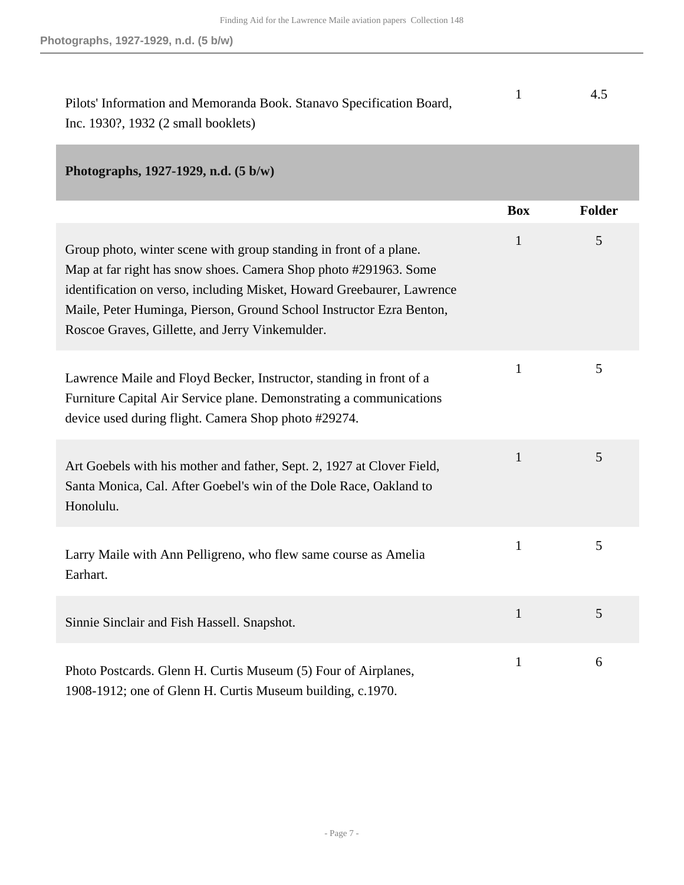| | Box | Folder |
|---|---|---|
| Pilots' Information and Memoranda Book. Stanavo Specification Board, Inc. 1930?, 1932 (2 small booklets) | 1 | 4.5 |

### Photographs, 1927-1929, n.d. (5 b/w)

| | Box | Folder |
|---|---|---|
| Group photo, winter scene with group standing in front of a plane. Map at far right has snow shoes. Camera Shop photo #291963. Some identification on verso, including Misket, Howard Greebaurer, Lawrence Maile, Peter Huminga, Pierson, Ground School Instructor Ezra Benton, Roscoe Graves, Gillette, and Jerry Vinkemulder. | 1 | 5 |
| Lawrence Maile and Floyd Becker, Instructor, standing in front of a Furniture Capital Air Service plane. Demonstrating a communications device used during flight. Camera Shop photo #29274. | 1 | 5 |
| Art Goebels with his mother and father, Sept. 2, 1927 at Clover Field, Santa Monica, Cal. After Goebel's win of the Dole Race, Oakland to Honolulu. | 1 | 5 |
| Larry Maile with Ann Pelligreno, who flew same course as Amelia Earhart. | 1 | 5 |
| Sinnie Sinclair and Fish Hassell. Snapshot. | 1 | 5 |
| Photo Postcards. Glenn H. Curtis Museum (5) Four of Airplanes, 1908-1912; one of Glenn H. Curtis Museum building, c.1970. | 1 | 6 |